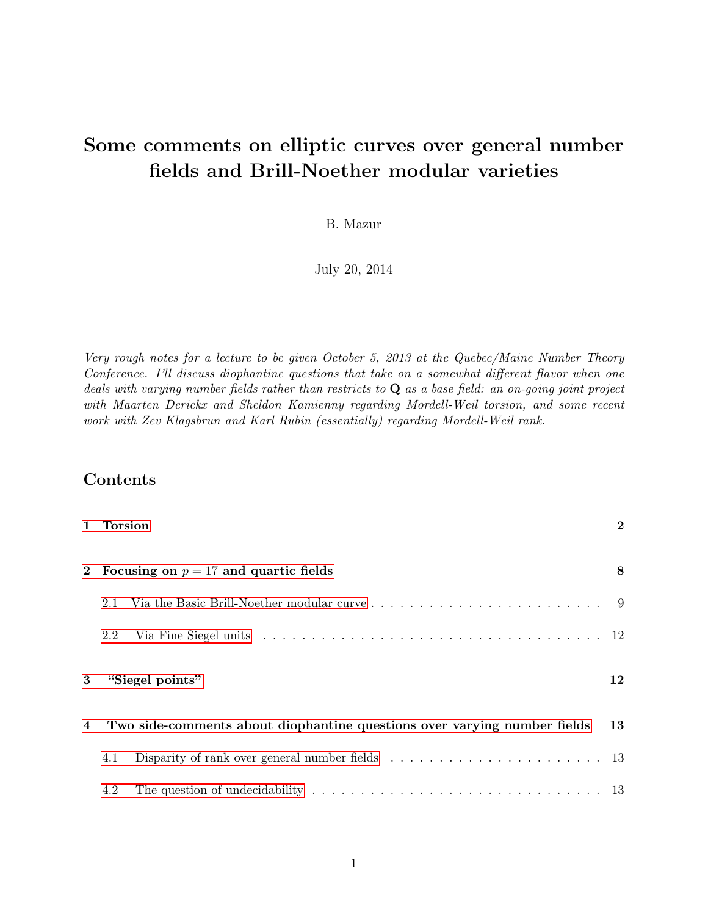# Some comments on elliptic curves over general number fields and Brill-Noether modular varieties

B. Mazur

July 20, 2014

*Very rough notes for a lecture to be given October 5, 2013 at the Quebec/Maine Number Theory Conference. I'll discuss diophantine questions that take on a somewhat different flavor when one deals with varying number fields rather than restricts to* **Q** *as a base field: an on-going joint project with Maarten Derickx and Sheldon Kamienny regarding Mordell-Weil torsion, and some recent work with Zev Klagsbrun and Karl Rubin (essentially) regarding Mordell-Weil rank.*

## Contents

- **1 Torsion** — 2
- **2 Focusing on $p = 17$ and quartic fields** — 8
  - 2.1 Via the Basic Brill-Noether modular curve — 9
  - 2.2 Via Fine Siegel units — 12
- **3 "Siegel points"** — 12
- **4 Two side-comments about diophantine questions over varying number fields** — 13
  - 4.1 Disparity of rank over general number fields — 13
  - 4.2 The question of undecidability — 13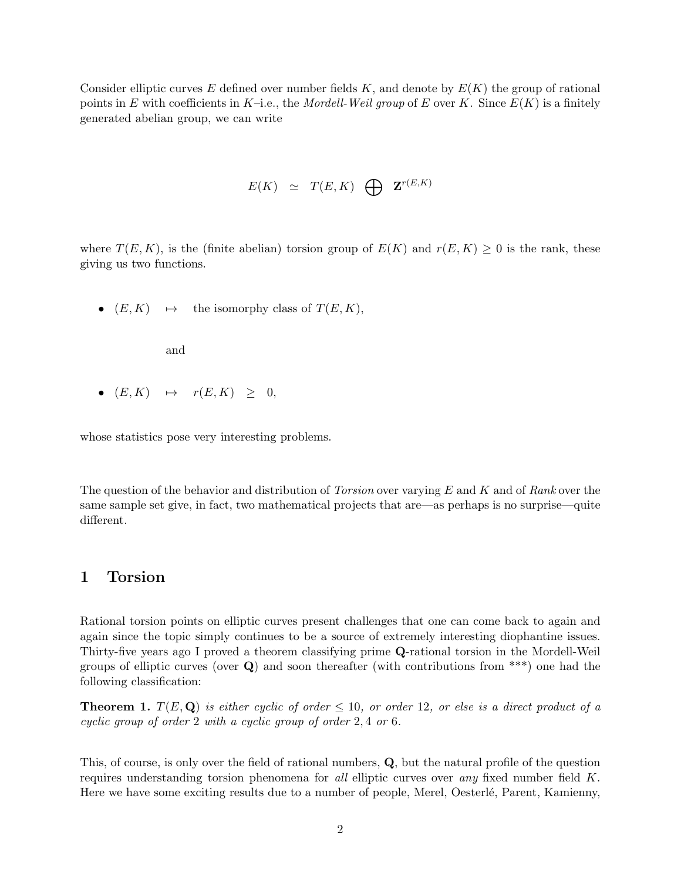Consider elliptic curves $E$ defined over number fields $K$, and denote by $E(K)$ the group of rational points in $E$ with coefficients in $K$–i.e., the *Mordell-Weil group* of $E$ over $K$. Since $E(K)$ is a finitely generated abelian group, we can write

$$E(K) \quad \simeq \quad T(E,K) \quad \bigoplus \quad \mathbf{Z}^{r(E,K)}$$

where $T(E,K)$, is the (finite abelian) torsion group of $E(K)$ and $r(E,K) \geq 0$ is the rank, these giving us two functions.

- $(E,K) \quad \mapsto \quad$ the isomorphy class of $T(E,K)$,

  and

- $(E,K) \quad \mapsto \quad r(E,K) \quad \geq \quad 0,$

whose statistics pose very interesting problems.

The question of the behavior and distribution of *Torsion* over varying $E$ and $K$ and of *Rank* over the same sample set give, in fact, two mathematical projects that are—as perhaps is no surprise—quite different.

## 1 Torsion

Rational torsion points on elliptic curves present challenges that one can come back to again and again since the topic simply continues to be a source of extremely interesting diophantine issues. Thirty-five years ago I proved a theorem classifying prime $\mathbf{Q}$-rational torsion in the Mordell-Weil groups of elliptic curves (over $\mathbf{Q}$) and soon thereafter (with contributions from ***) one had the following classification:

**Theorem 1.** *$T(E, \mathbf{Q})$ is either cyclic of order $\leq 10$, or order $12$, or else is a direct product of a cyclic group of order $2$ with a cyclic group of order $2, 4$ or $6$.*

This, of course, is only over the field of rational numbers, $\mathbf{Q}$, but the natural profile of the question requires understanding torsion phenomena for *all* elliptic curves over *any* fixed number field $K$. Here we have some exciting results due to a number of people, Merel, Oesterlé, Parent, Kamienny,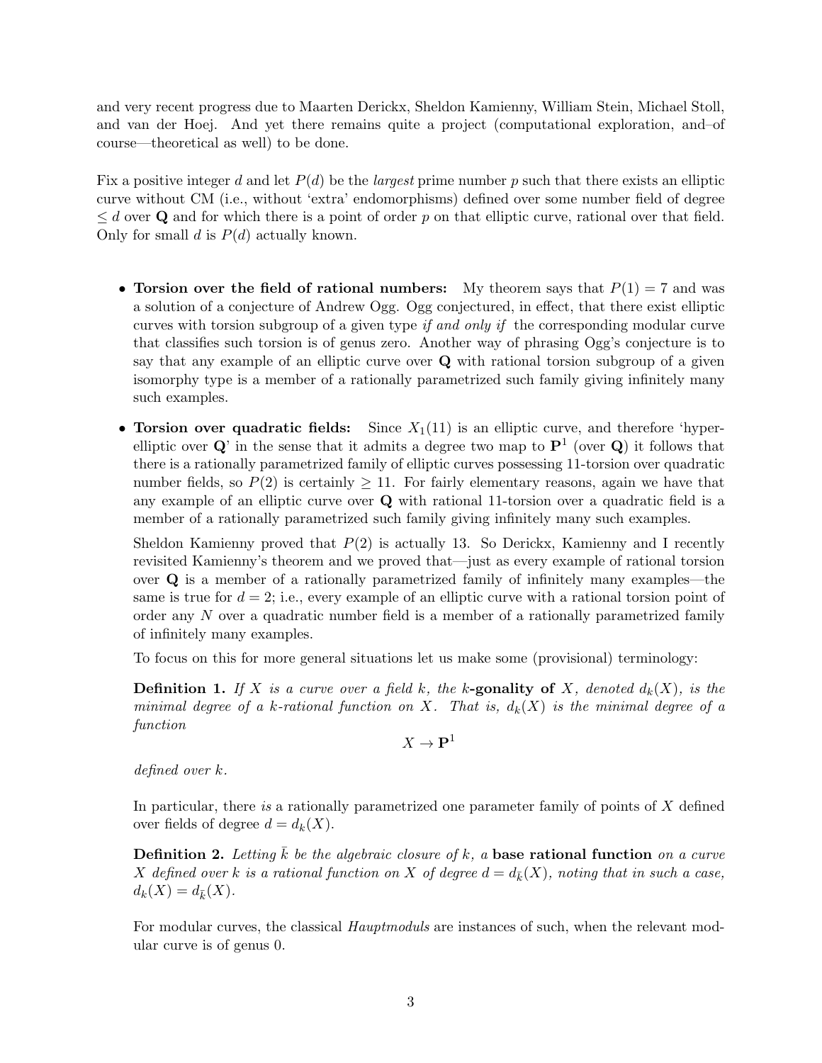and very recent progress due to Maarten Derickx, Sheldon Kamienny, William Stein, Michael Stoll, and van der Hoej. And yet there remains quite a project (computational exploration, and–of course—theoretical as well) to be done.

Fix a positive integer $d$ and let $P(d)$ be the *largest* prime number $p$ such that there exists an elliptic curve without CM (i.e., without 'extra' endomorphisms) defined over some number field of degree $\leq d$ over $\mathbf{Q}$ and for which there is a point of order $p$ on that elliptic curve, rational over that field. Only for small $d$ is $P(d)$ actually known.

- **Torsion over the field of rational numbers:** My theorem says that $P(1) = 7$ and was a solution of a conjecture of Andrew Ogg. Ogg conjectured, in effect, that there exist elliptic curves with torsion subgroup of a given type *if and only if* the corresponding modular curve that classifies such torsion is of genus zero. Another way of phrasing Ogg's conjecture is to say that any example of an elliptic curve over $\mathbf{Q}$ with rational torsion subgroup of a given isomorphy type is a member of a rationally parametrized such family giving infinitely many such examples.

- **Torsion over quadratic fields:** Since $X_1(11)$ is an elliptic curve, and therefore 'hyperelliptic over $\mathbf{Q}$' in the sense that it admits a degree two map to $\mathbf{P}^1$ (over $\mathbf{Q}$) it follows that there is a rationally parametrized family of elliptic curves possessing 11-torsion over quadratic number fields, so $P(2)$ is certainly $\geq 11$. For fairly elementary reasons, again we have that any example of an elliptic curve over $\mathbf{Q}$ with rational 11-torsion over a quadratic field is a member of a rationally parametrized such family giving infinitely many such examples.

  Sheldon Kamienny proved that $P(2)$ is actually 13. So Derickx, Kamienny and I recently revisited Kamienny's theorem and we proved that—just as every example of rational torsion over $\mathbf{Q}$ is a member of a rationally parametrized family of infinitely many examples—the same is true for $d = 2$; i.e., every example of an elliptic curve with a rational torsion point of order any $N$ over a quadratic number field is a member of a rationally parametrized family of infinitely many examples.

  To focus on this for more general situations let us make some (provisional) terminology:

  **Definition 1.** *If $X$ is a curve over a field $k$, the* **$k$-gonality of** $X$*, denoted $d_k(X)$, is the minimal degree of a $k$-rational function on $X$. That is, $d_k(X)$ is the minimal degree of a function*

  $$X \to \mathbf{P}^1$$

  *defined over $k$.*

  In particular, there *is* a rationally parametrized one parameter family of points of $X$ defined over fields of degree $d = d_k(X)$.

  **Definition 2.** *Letting $\bar{k}$ be the algebraic closure of $k$, a* **base rational function** *on a curve $X$ defined over $k$ is a rational function on $X$ of degree $d = d_{\bar{k}}(X)$, noting that in such a case, $d_k(X) = d_{\bar{k}}(X)$.*

  For modular curves, the classical *Hauptmoduls* are instances of such, when the relevant modular curve is of genus 0.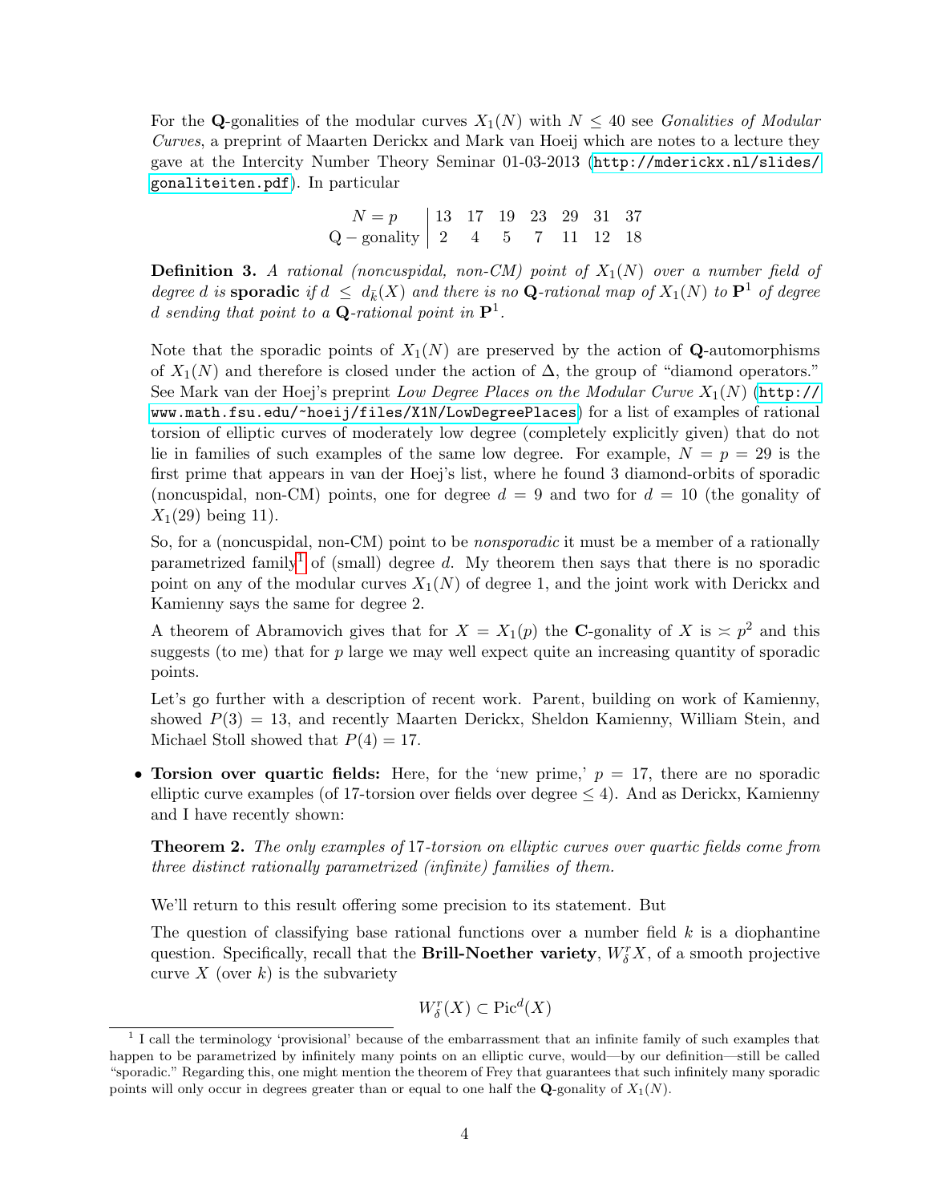For the **Q**-gonalities of the modular curves $X_1(N)$ with $N \leq 40$ see *Gonalities of Modular Curves*, a preprint of Maarten Derickx and Mark van Hoeij which are notes to a lecture they gave at the Intercity Number Theory Seminar 01-03-2013 (http://mderickx.nl/slides/gonaliteiten.pdf). In particular

| $N = p$ | 13 | 17 | 19 | 23 | 29 | 31 | 37 |
|---|---|---|---|---|---|---|---|
| $\mathbf{Q}-$gonality | 2 | 4 | 5 | 7 | 11 | 12 | 18 |

**Definition 3.** *A rational (noncuspidal, non-CM) point of $X_1(N)$ over a number field of degree $d$ is* **sporadic** *if $d \leq d_{\bar{k}}(X)$ and there is no $\mathbf{Q}$-rational map of $X_1(N)$ to $\mathbf{P}^1$ of degree $d$ sending that point to a $\mathbf{Q}$-rational point in $\mathbf{P}^1$.*

Note that the sporadic points of $X_1(N)$ are preserved by the action of $\mathbf{Q}$-automorphisms of $X_1(N)$ and therefore is closed under the action of $\Delta$, the group of "diamond operators." See Mark van der Hoej's preprint *Low Degree Places on the Modular Curve* $X_1(N)$ (http://www.math.fsu.edu/~hoeij/files/X1N/LowDegreePlaces) for a list of examples of rational torsion of elliptic curves of moderately low degree (completely explicitly given) that do not lie in families of such examples of the same low degree. For example, $N = p = 29$ is the first prime that appears in van der Hoej's list, where he found 3 diamond-orbits of sporadic (noncuspidal, non-CM) points, one for degree $d = 9$ and two for $d = 10$ (the gonality of $X_1(29)$ being 11).

So, for a (noncuspidal, non-CM) point to be *nonsporadic* it must be a member of a rationally parametrized family[1] of (small) degree $d$. My theorem then says that there is no sporadic point on any of the modular curves $X_1(N)$ of degree 1, and the joint work with Derickx and Kamienny says the same for degree 2.

A theorem of Abramovich gives that for $X = X_1(p)$ the **C**-gonality of $X$ is $\asymp p^2$ and this suggests (to me) that for $p$ large we may well expect quite an increasing quantity of sporadic points.

Let's go further with a description of recent work. Parent, building on work of Kamienny, showed $P(3) = 13$, and recently Maarten Derickx, Sheldon Kamienny, William Stein, and Michael Stoll showed that $P(4) = 17$.

- **Torsion over quartic fields:** Here, for the 'new prime,' $p = 17$, there are no sporadic elliptic curve examples (of 17-torsion over fields over degree $\leq 4$). And as Derickx, Kamienny and I have recently shown:

**Theorem 2.** *The only examples of* 17*-torsion on elliptic curves over quartic fields come from three distinct rationally parametrized (infinite) families of them.*

We'll return to this result offering some precision to its statement. But

The question of classifying base rational functions over a number field $k$ is a diophantine question. Specifically, recall that the **Brill-Noether variety**, $W^r_\delta X$, of a smooth projective curve $X$ (over $k$) is the subvariety

$$W^r_\delta(X) \subset \mathrm{Pic}^d(X)$$

[1] I call the terminology 'provisional' because of the embarrassment that an infinite family of such examples that happen to be parametrized by infinitely many points on an elliptic curve, would—by our definition—still be called "sporadic." Regarding this, one might mention the theorem of Frey that guarantees that such infinitely many sporadic points will only occur in degrees greater than or equal to one half the **Q**-gonality of $X_1(N)$.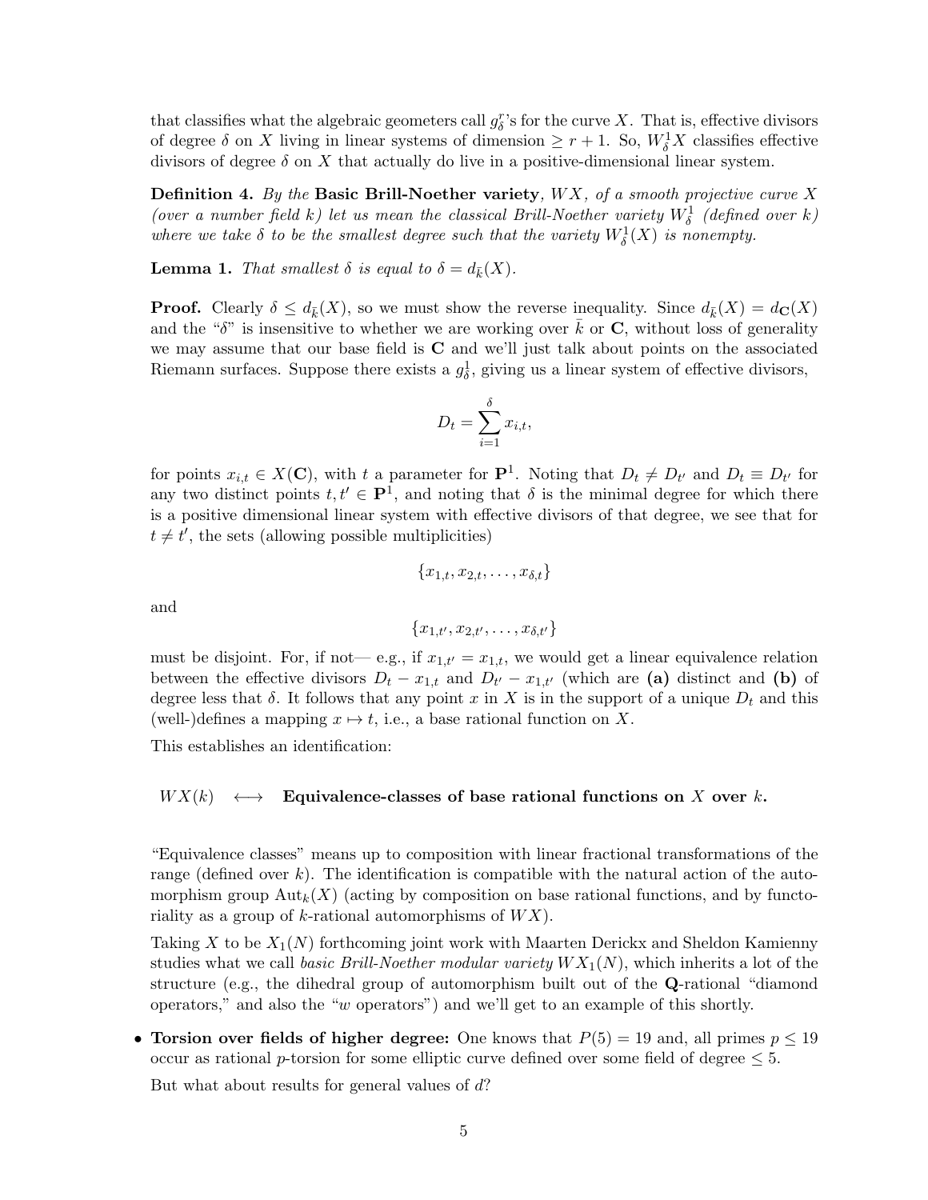that classifies what the algebraic geometers call $g^r_\delta$'s for the curve $X$. That is, effective divisors of degree $\delta$ on $X$ living in linear systems of dimension $\geq r+1$. So, $W^1_\delta X$ classifies effective divisors of degree $\delta$ on $X$ that actually do live in a positive-dimensional linear system.

**Definition 4.** *By the* **Basic Brill-Noether variety***, $WX$, of a smooth projective curve $X$ (over a number field $k$) let us mean the classical Brill-Noether variety $W^1_\delta$ (defined over $k$) where we take $\delta$ to be the smallest degree such that the variety $W^1_\delta(X)$ is nonempty.*

**Lemma 1.** *That smallest $\delta$ is equal to $\delta = d_{\bar{k}}(X)$.*

**Proof.** Clearly $\delta \leq d_{\bar{k}}(X)$, so we must show the reverse inequality. Since $d_{\bar{k}}(X) = d_{\mathbf{C}}(X)$ and the "$\delta$" is insensitive to whether we are working over $\bar{k}$ or $\mathbf{C}$, without loss of generality we may assume that our base field is $\mathbf{C}$ and we'll just talk about points on the associated Riemann surfaces. Suppose there exists a $g^1_\delta$, giving us a linear system of effective divisors,

$$D_t = \sum_{i=1}^{\delta} x_{i,t},$$

for points $x_{i,t} \in X(\mathbf{C})$, with $t$ a parameter for $\mathbf{P}^1$. Noting that $D_t \neq D_{t'}$ and $D_t \equiv D_{t'}$ for any two distinct points $t, t' \in \mathbf{P}^1$, and noting that $\delta$ is the minimal degree for which there is a positive dimensional linear system with effective divisors of that degree, we see that for $t \neq t'$, the sets (allowing possible multiplicities)

$$\{x_{1,t}, x_{2,t}, \ldots, x_{\delta,t}\}$$

and

$$\{x_{1,t'}, x_{2,t'}, \ldots, x_{\delta,t'}\}$$

must be disjoint. For, if not— e.g., if $x_{1,t'} = x_{1,t}$, we would get a linear equivalence relation between the effective divisors $D_t - x_{1,t}$ and $D_{t'} - x_{1,t'}$ (which are **(a)** distinct and **(b)** of degree less that $\delta$. It follows that any point $x$ in $X$ is in the support of a unique $D_t$ and this (well-)defines a mapping $x \mapsto t$, i.e., a base rational function on $X$.

This establishes an identification:

$WX(k) \quad \longleftrightarrow \quad$ **Equivalence-classes of base rational functions on $X$ over $k$.**

"Equivalence classes" means up to composition with linear fractional transformations of the range (defined over $k$). The identification is compatible with the natural action of the automorphism group $\mathrm{Aut}_k(X)$ (acting by composition on base rational functions, and by functoriality as a group of $k$-rational automorphisms of $WX$).

Taking $X$ to be $X_1(N)$ forthcoming joint work with Maarten Derickx and Sheldon Kamienny studies what we call *basic Brill-Noether modular variety* $WX_1(N)$, which inherits a lot of the structure (e.g., the dihedral group of automorphism built out of the $\mathbf{Q}$-rational "diamond operators," and also the "$w$ operators") and we'll get to an example of this shortly.

- **Torsion over fields of higher degree:** One knows that $P(5) = 19$ and, all primes $p \leq 19$ occur as rational $p$-torsion for some elliptic curve defined over some field of degree $\leq 5$.

  But what about results for general values of $d$?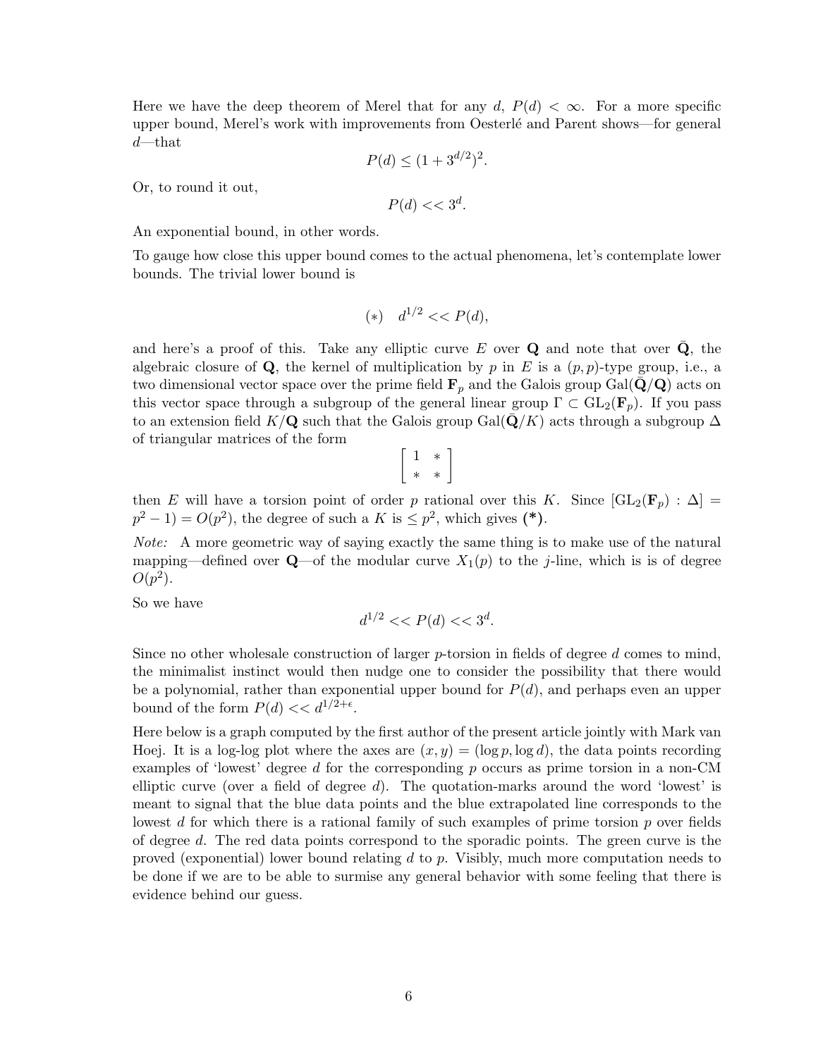Here we have the deep theorem of Merel that for any $d$, $P(d) < \infty$. For a more specific upper bound, Merel's work with improvements from Oesterlé and Parent shows—for general $d$—that

$$P(d) \leq (1 + 3^{d/2})^2.$$

Or, to round it out,

$$P(d) << 3^d.$$

An exponential bound, in other words.

To gauge how close this upper bound comes to the actual phenomena, let's contemplate lower bounds. The trivial lower bound is

$$(*) \quad d^{1/2} << P(d),$$

and here's a proof of this. Take any elliptic curve $E$ over $\mathbf{Q}$ and note that over $\bar{\mathbf{Q}}$, the algebraic closure of $\mathbf{Q}$, the kernel of multiplication by $p$ in $E$ is a $(p,p)$-type group, i.e., a two dimensional vector space over the prime field $\mathbf{F}_p$ and the Galois group $\mathrm{Gal}(\bar{\mathbf{Q}}/\mathbf{Q})$ acts on this vector space through a subgroup of the general linear group $\Gamma \subset \mathrm{GL}_2(\mathbf{F}_p)$. If you pass to an extension field $K/\mathbf{Q}$ such that the Galois group $\mathrm{Gal}(\bar{\mathbf{Q}}/K)$ acts through a subgroup $\Delta$ of triangular matrices of the form

$$\begin{bmatrix} 1 & * \\ * & * \end{bmatrix}$$

then $E$ will have a torsion point of order $p$ rational over this $K$. Since $[\mathrm{GL}_2(\mathbf{F}_p) : \Delta] = p^2 - 1) = O(p^2)$, the degree of such a $K$ is $\leq p^2$, which gives **(*)**.

*Note:* A more geometric way of saying exactly the same thing is to make use of the natural mapping—defined over $\mathbf{Q}$—of the modular curve $X_1(p)$ to the $j$-line, which is is of degree $O(p^2)$.

So we have

$$d^{1/2} << P(d) << 3^d.$$

Since no other wholesale construction of larger $p$-torsion in fields of degree $d$ comes to mind, the minimalist instinct would then nudge one to consider the possibility that there would be a polynomial, rather than exponential upper bound for $P(d)$, and perhaps even an upper bound of the form $P(d) << d^{1/2+\epsilon}$.

Here below is a graph computed by the first author of the present article jointly with Mark van Hoej. It is a log-log plot where the axes are $(x,y) = (\log p, \log d)$, the data points recording examples of 'lowest' degree $d$ for the corresponding $p$ occurs as prime torsion in a non-CM elliptic curve (over a field of degree $d$). The quotation-marks around the word 'lowest' is meant to signal that the blue data points and the blue extrapolated line corresponds to the lowest $d$ for which there is a rational family of such examples of prime torsion $p$ over fields of degree $d$. The red data points correspond to the sporadic points. The green curve is the proved (exponential) lower bound relating $d$ to $p$. Visibly, much more computation needs to be done if we are to be able to surmise any general behavior with some feeling that there is evidence behind our guess.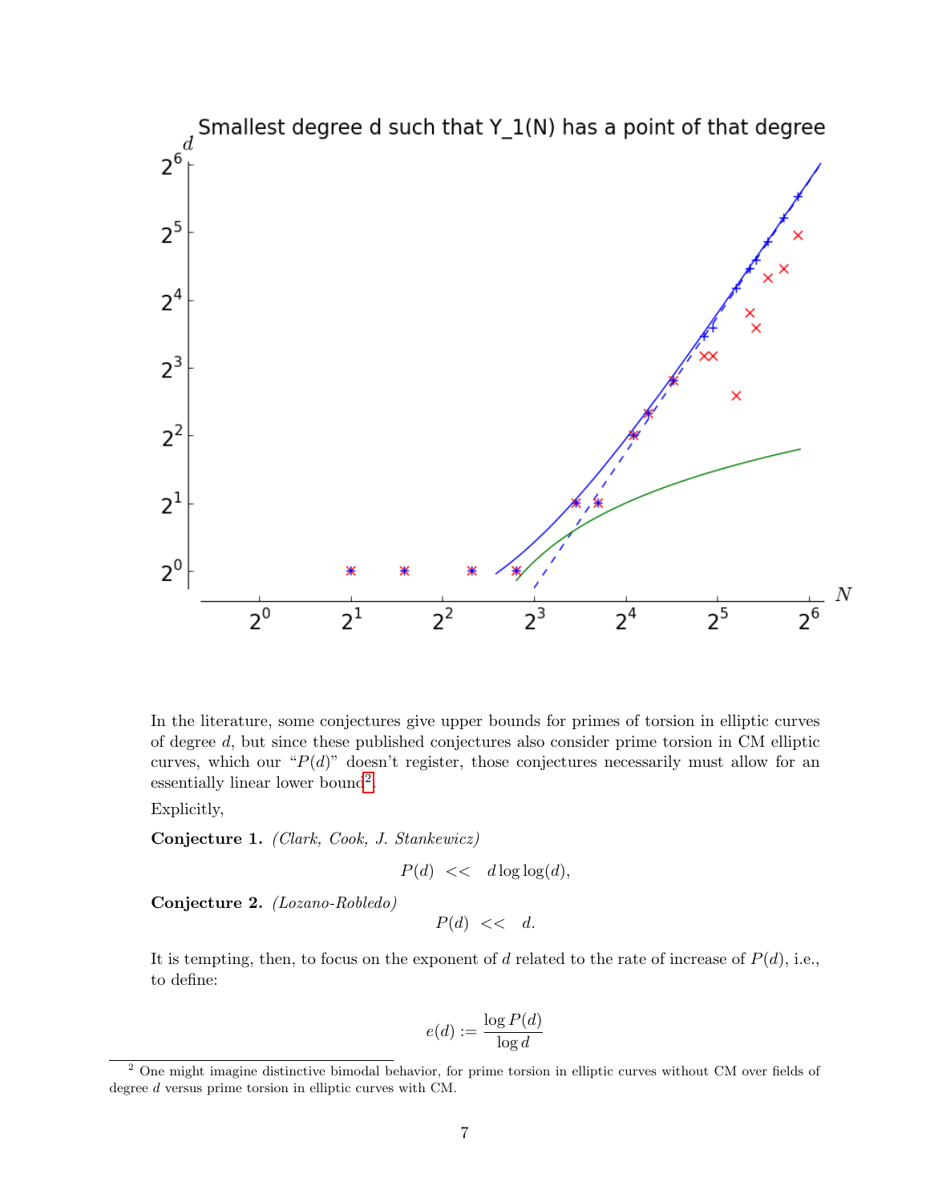In the literature, some conjectures give upper bounds for primes of torsion in elliptic curves of degree $d$, but since these published conjectures also consider prime torsion in CM elliptic curves, which our "$P(d)$" doesn't register, those conjectures necessarily must allow for an essentially linear lower bound[2].

Explicitly,

**Conjecture 1.** *(Clark, Cook, J. Stankewicz)*

$$P(d) \quad << \quad d \log\log(d),$$

**Conjecture 2.** *(Lozano-Robledo)*

$$P(d) \quad << \quad d.$$

It is tempting, then, to focus on the exponent of $d$ related to the rate of increase of $P(d)$, i.e., to define:

$$e(d) := \frac{\log P(d)}{\log d}$$

[2] One might imagine distinctive bimodal behavior, for prime torsion in elliptic curves without CM over fields of degree $d$ versus prime torsion in elliptic curves with CM.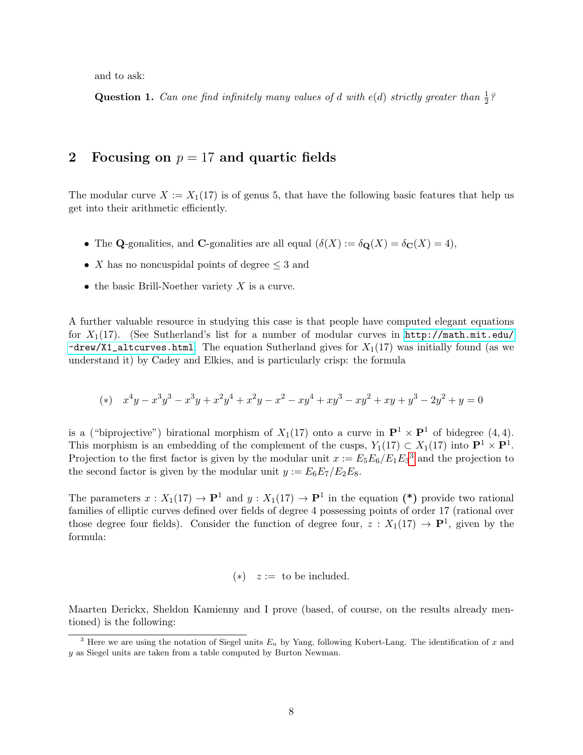and to ask:

**Question 1.** *Can one find infinitely many values of $d$ with $e(d)$ strictly greater than $\frac{1}{2}$?*

## 2 Focusing on $p = 17$ and quartic fields

The modular curve $X := X_1(17)$ is of genus 5, that have the following basic features that help us get into their arithmetic efficiently.

- The $\mathbf{Q}$-gonalities, and $\mathbf{C}$-gonalities are all equal ($\delta(X) := \delta_{\mathbf{Q}}(X) = \delta_{\mathbf{C}}(X) = 4$),
- $X$ has no noncuspidal points of degree $\leq 3$ and
- the basic Brill-Noether variety $X$ is a curve.

A further valuable resource in studying this case is that people have computed elegant equations for $X_1(17)$. (See Sutherland's list for a number of modular curves in http://math.mit.edu/~drew/X1_altcurves.html. The equation Sutherland gives for $X_1(17)$ was initially found (as we understand it) by Cadey and Elkies, and is particularly crisp: the formula

$$(*) \quad x^4y - x^3y^3 - x^3y + x^2y^4 + x^2y - x^2 - xy^4 + xy^3 - xy^2 + xy + y^3 - 2y^2 + y = 0$$

is a ("biprojective") birational morphism of $X_1(17)$ onto a curve in $\mathbf{P}^1 \times \mathbf{P}^1$ of bidegree $(4, 4)$. This morphism is an embedding of the complement of the cusps, $Y_1(17) \subset X_1(17)$ into $\mathbf{P}^1 \times \mathbf{P}^1$. Projection to the first factor is given by the modular unit $x := E_5E_6/E_1E_3$[3] and the projection to the second factor is given by the modular unit $y := E_6E_7/E_2E_8$.

The parameters $x : X_1(17) \to \mathbf{P}^1$ and $y : X_1(17) \to \mathbf{P}^1$ in the equation **(\*)** provide two rational families of elliptic curves defined over fields of degree 4 possessing points of order 17 (rational over those degree four fields). Consider the function of degree four, $z : X_1(17) \to \mathbf{P}^1$, given by the formula:

$$(*) \quad z := \text{ to be included.}$$

Maarten Derickx, Sheldon Kamienny and I prove (based, of course, on the results already mentioned) is the following:

[3] Here we are using the notation of Siegel units $E_n$ by Yang, following Kubert-Lang. The identification of $x$ and $y$ as Siegel units are taken from a table computed by Burton Newman.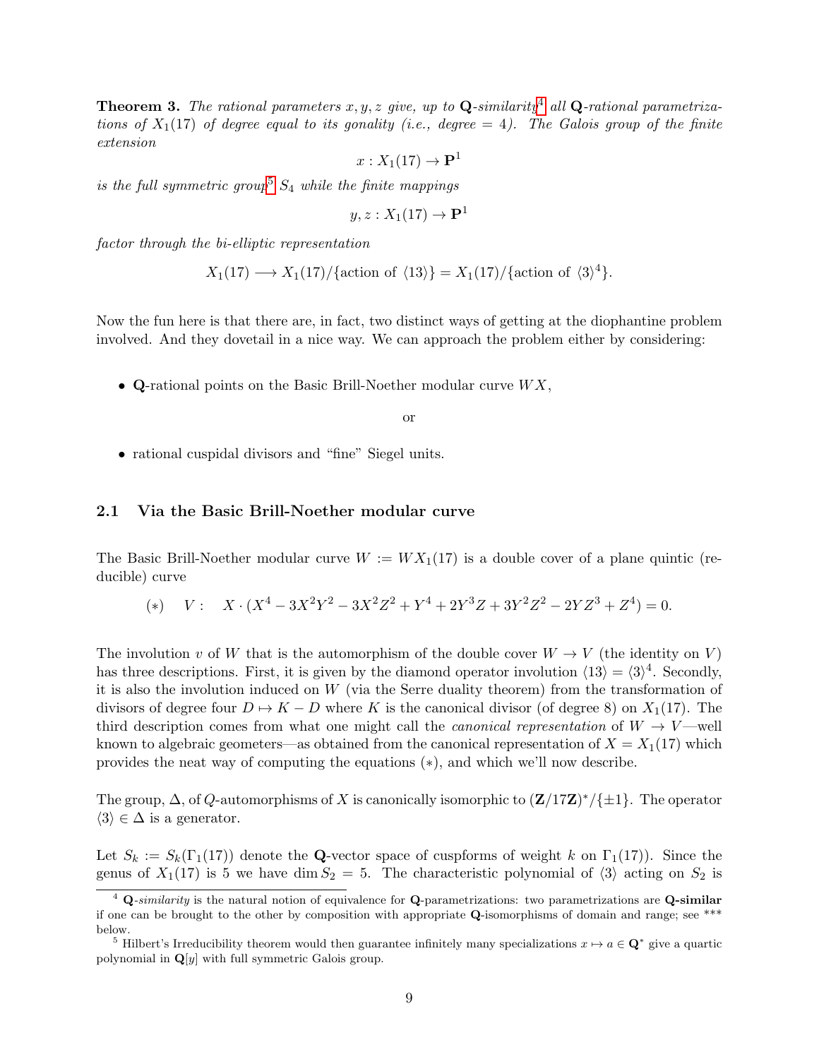**Theorem 3.** *The rational parameters $x, y, z$ give, up to* **Q***-similarity*[4] *all* **Q***-rational parametrizations of $X_1(17)$ of degree equal to its gonality (i.e., degree = 4). The Galois group of the finite extension*

$$x : X_1(17) \to \mathbf{P}^1$$

*is the full symmetric group*[5] $S_4$ *while the finite mappings*

$$y, z : X_1(17) \to \mathbf{P}^1$$

*factor through the bi-elliptic representation*

$$X_1(17) \longrightarrow X_1(17)/\{\text{action of } \langle 13\rangle\} = X_1(17)/\{\text{action of } \langle 3\rangle^4\}.$$

Now the fun here is that there are, in fact, two distinct ways of getting at the diophantine problem involved. And they dovetail in a nice way. We can approach the problem either by considering:

- **Q**-rational points on the Basic Brill-Noether modular curve $WX$,

or

- rational cuspidal divisors and "fine" Siegel units.

## 2.1 Via the Basic Brill-Noether modular curve

The Basic Brill-Noether modular curve $W := WX_1(17)$ is a double cover of a plane quintic (reducible) curve

$$(*) \quad V: \quad X \cdot (X^4 - 3X^2Y^2 - 3X^2Z^2 + Y^4 + 2Y^3Z + 3Y^2Z^2 - 2YZ^3 + Z^4) = 0.$$

The involution $v$ of $W$ that is the automorphism of the double cover $W \to V$ (the identity on $V$) has three descriptions. First, it is given by the diamond operator involution $\langle 13\rangle = \langle 3\rangle^4$. Secondly, it is also the involution induced on $W$ (via the Serre duality theorem) from the transformation of divisors of degree four $D \mapsto K - D$ where $K$ is the canonical divisor (of degree 8) on $X_1(17)$. The third description comes from what one might call the *canonical representation* of $W \to V$—well known to algebraic geometers—as obtained from the canonical representation of $X = X_1(17)$ which provides the neat way of computing the equations $(*)$, and which we'll now describe.

The group, $\Delta$, of $Q$-automorphisms of $X$ is canonically isomorphic to $(\mathbf{Z}/17\mathbf{Z})^*/\{\pm 1\}$. The operator $\langle 3\rangle \in \Delta$ is a generator.

Let $S_k := S_k(\Gamma_1(17))$ denote the **Q**-vector space of cuspforms of weight $k$ on $\Gamma_1(17)$). Since the genus of $X_1(17)$ is 5 we have $\dim S_2 = 5$. The characteristic polynomial of $\langle 3\rangle$ acting on $S_2$ is

---

[4] **Q**-*similarity* is the natural notion of equivalence for **Q**-parametrizations: two parametrizations are **Q-similar** if one can be brought to the other by composition with appropriate **Q**-isomorphisms of domain and range; see *** below.

[5] Hilbert's Irreducibility theorem would then guarantee infinitely many specializations $x \mapsto a \in \mathbf{Q}^*$ give a quartic polynomial in $\mathbf{Q}[y]$ with full symmetric Galois group.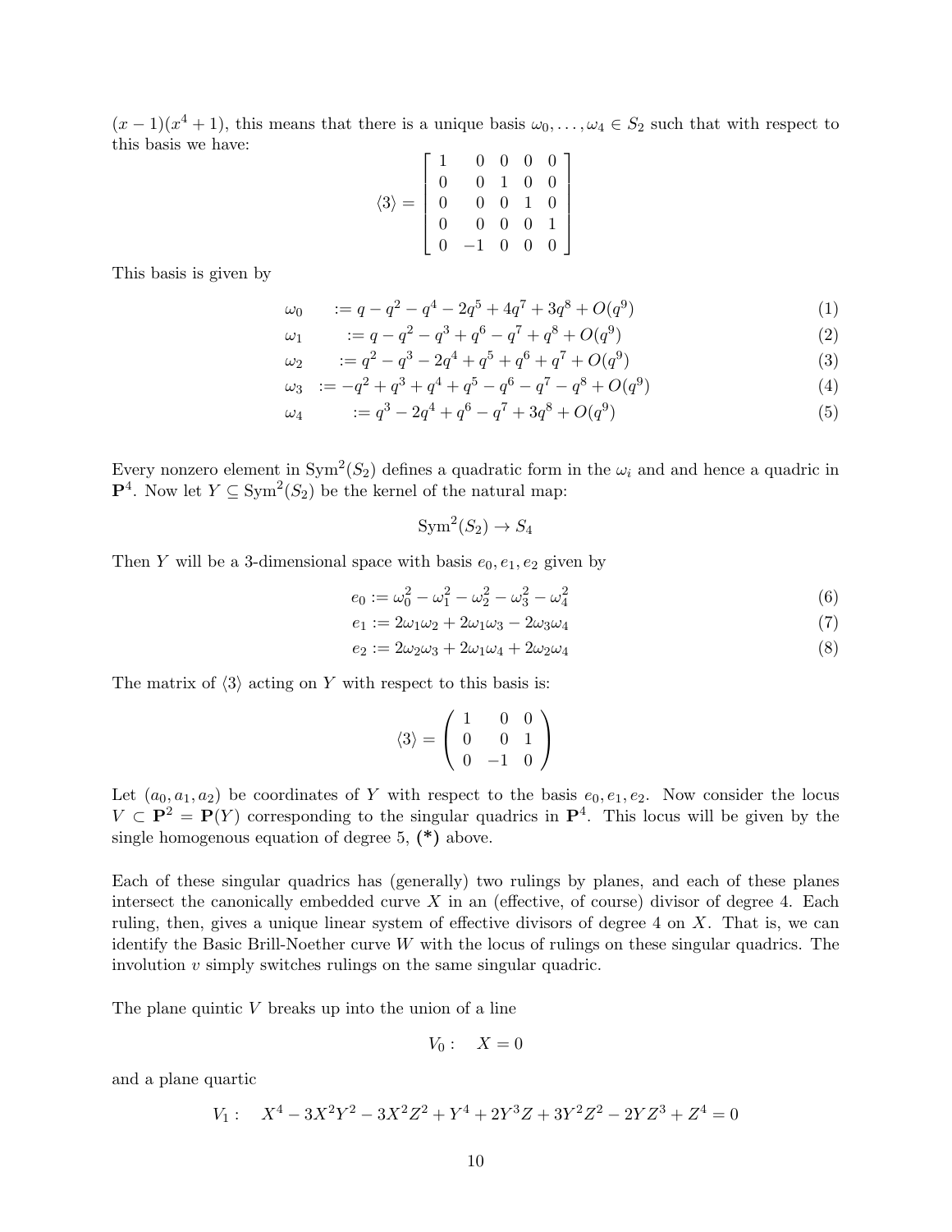$(x-1)(x^4+1)$, this means that there is a unique basis $\omega_0, \ldots, \omega_4 \in S_2$ such that with respect to this basis we have:

$$\langle 3 \rangle = \begin{bmatrix} 1 & 0 & 0 & 0 & 0 \\ 0 & 0 & 1 & 0 & 0 \\ 0 & 0 & 0 & 1 & 0 \\ 0 & 0 & 0 & 0 & 1 \\ 0 & -1 & 0 & 0 & 0 \end{bmatrix}$$

This basis is given by

$$\omega_0 := q - q^2 - q^4 - 2q^5 + 4q^7 + 3q^8 + O(q^9) \tag{1}$$

$$\omega_1 := q - q^2 - q^3 + q^6 - q^7 + q^8 + O(q^9) \tag{2}$$

$$\omega_2 := q^2 - q^3 - 2q^4 + q^5 + q^6 + q^7 + O(q^9) \tag{3}$$

$$\omega_3 := -q^2 + q^3 + q^4 + q^5 - q^6 - q^7 - q^8 + O(q^9) \tag{4}$$

$$\omega_4 := q^3 - 2q^4 + q^6 - q^7 + 3q^8 + O(q^9) \tag{5}$$

Every nonzero element in $\mathrm{Sym}^2(S_2)$ defines a quadratic form in the $\omega_i$ and and hence a quadric in $\mathbf{P}^4$. Now let $Y \subseteq \mathrm{Sym}^2(S_2)$ be the kernel of the natural map:

$$\mathrm{Sym}^2(S_2) \to S_4$$

Then $Y$ will be a 3-dimensional space with basis $e_0, e_1, e_2$ given by

$$e_0 := \omega_0^2 - \omega_1^2 - \omega_2^2 - \omega_3^2 - \omega_4^2 \tag{6}$$

$$e_1 := 2\omega_1\omega_2 + 2\omega_1\omega_3 - 2\omega_3\omega_4 \tag{7}$$

$$e_2 := 2\omega_2\omega_3 + 2\omega_1\omega_4 + 2\omega_2\omega_4 \tag{8}$$

The matrix of $\langle 3 \rangle$ acting on $Y$ with respect to this basis is:

$$\langle 3 \rangle = \begin{pmatrix} 1 & 0 & 0 \\ 0 & 0 & 1 \\ 0 & -1 & 0 \end{pmatrix}$$

Let $(a_0, a_1, a_2)$ be coordinates of $Y$ with respect to the basis $e_0, e_1, e_2$. Now consider the locus $V \subset \mathbf{P}^2 = \mathbf{P}(Y)$ corresponding to the singular quadrics in $\mathbf{P}^4$. This locus will be given by the single homogenous equation of degree 5, **(\*)** above.

Each of these singular quadrics has (generally) two rulings by planes, and each of these planes intersect the canonically embedded curve $X$ in an (effective, of course) divisor of degree 4. Each ruling, then, gives a unique linear system of effective divisors of degree 4 on $X$. That is, we can identify the Basic Brill-Noether curve $W$ with the locus of rulings on these singular quadrics. The involution $v$ simply switches rulings on the same singular quadric.

The plane quintic $V$ breaks up into the union of a line

$$V_0: \quad X = 0$$

and a plane quartic

$$V_1: \quad X^4 - 3X^2Y^2 - 3X^2Z^2 + Y^4 + 2Y^3Z + 3Y^2Z^2 - 2YZ^3 + Z^4 = 0$$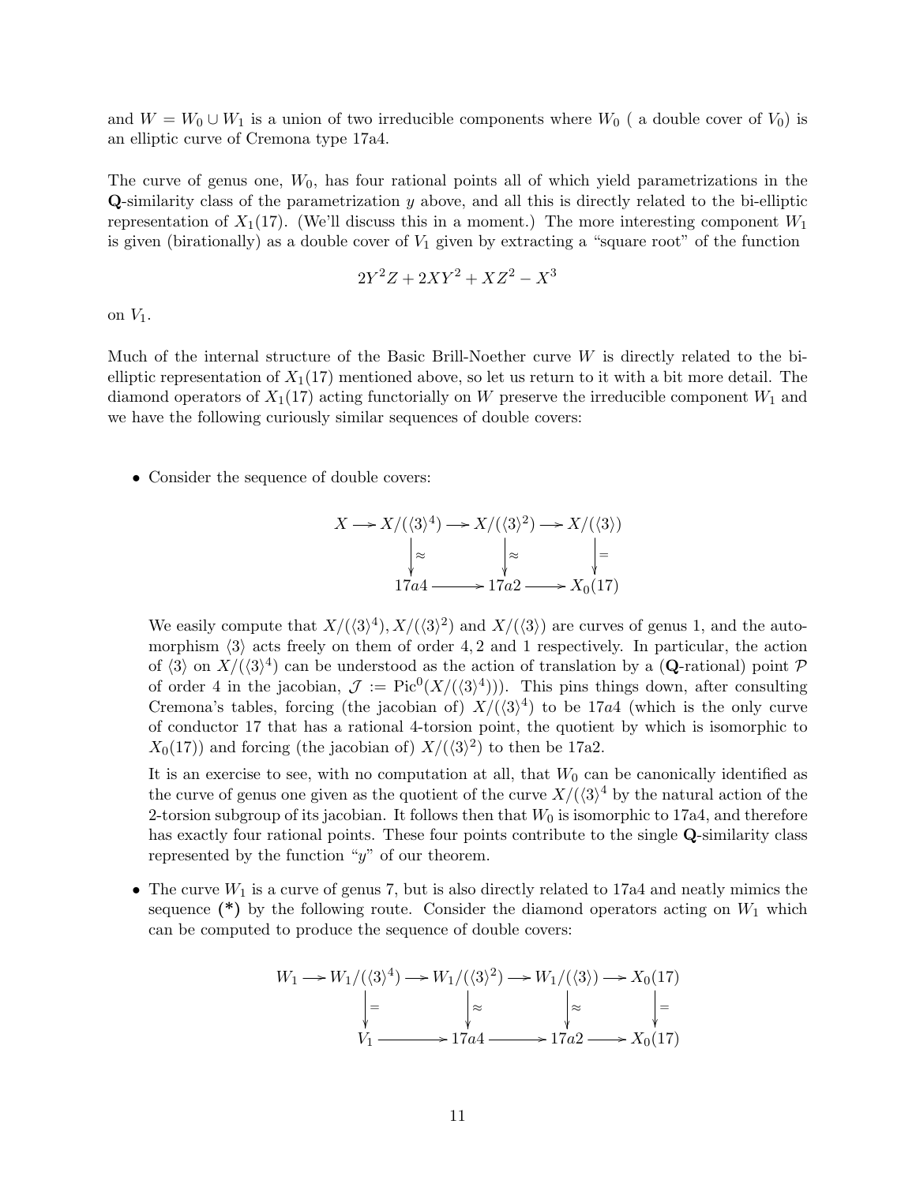and $W = W_0 \cup W_1$ is a union of two irreducible components where $W_0$ ( a double cover of $V_0$) is an elliptic curve of Cremona type 17a4.

The curve of genus one, $W_0$, has four rational points all of which yield parametrizations in the $\mathbf{Q}$-similarity class of the parametrization $y$ above, and all this is directly related to the bi-elliptic representation of $X_1(17)$. (We'll discuss this in a moment.) The more interesting component $W_1$ is given (birationally) as a double cover of $V_1$ given by extracting a "square root" of the function

$$2Y^2Z + 2XY^2 + XZ^2 - X^3$$

on $V_1$.

Much of the internal structure of the Basic Brill-Noether curve $W$ is directly related to the bi-elliptic representation of $X_1(17)$ mentioned above, so let us return to it with a bit more detail. The diamond operators of $X_1(17)$ acting functorially on $W$ preserve the irreducible component $W_1$ and we have the following curiously similar sequences of double covers:

- Consider the sequence of double covers:

$$\begin{array}{ccccccc} X & \longrightarrow & X/(\langle 3\rangle^4) & \longrightarrow & X/(\langle 3\rangle^2) & \longrightarrow & X/(\langle 3\rangle) \\ & & \downarrow \approx & & \downarrow \approx & & \downarrow = \\ & & 17a4 & \longrightarrow & 17a2 & \longrightarrow & X_0(17) \end{array}$$

  We easily compute that $X/(\langle 3\rangle^4), X/(\langle 3\rangle^2)$ and $X/(\langle 3\rangle)$ are curves of genus 1, and the automorphism $\langle 3\rangle$ acts freely on them of order $4, 2$ and $1$ respectively. In particular, the action of $\langle 3\rangle$ on $X/(\langle 3\rangle^4)$ can be understood as the action of translation by a ($\mathbf{Q}$-rational) point $\mathcal{P}$ of order 4 in the jacobian, $\mathcal{J} := \mathrm{Pic}^0(X/(\langle 3\rangle^4)))$. This pins things down, after consulting Cremona's tables, forcing (the jacobian of) $X/(\langle 3\rangle^4)$ to be $17a4$ (which is the only curve of conductor 17 that has a rational 4-torsion point, the quotient by which is isomorphic to $X_0(17)$) and forcing (the jacobian of) $X/(\langle 3\rangle^2)$ to then be 17a2.

  It is an exercise to see, with no computation at all, that $W_0$ can be canonically identified as the curve of genus one given as the quotient of the curve $X/(\langle 3\rangle^4$ by the natural action of the 2-torsion subgroup of its jacobian. It follows then that $W_0$ is isomorphic to 17a4, and therefore has exactly four rational points. These four points contribute to the single $\mathbf{Q}$-similarity class represented by the function "$y$" of our theorem.

- The curve $W_1$ is a curve of genus 7, but is also directly related to 17a4 and neatly mimics the sequence **(\*)** by the following route. Consider the diamond operators acting on $W_1$ which can be computed to produce the sequence of double covers:

$$\begin{array}{ccccccc} W_1 & \longrightarrow & W_1/(\langle 3\rangle^4) & \longrightarrow & W_1/(\langle 3\rangle^2) & \longrightarrow & W_1/(\langle 3\rangle) & \longrightarrow & X_0(17) \\ & & \downarrow = & & \downarrow \approx & & \downarrow \approx & & \downarrow = \\ & & V_1 & \longrightarrow & 17a4 & \longrightarrow & 17a2 & \longrightarrow & X_0(17) \end{array}$$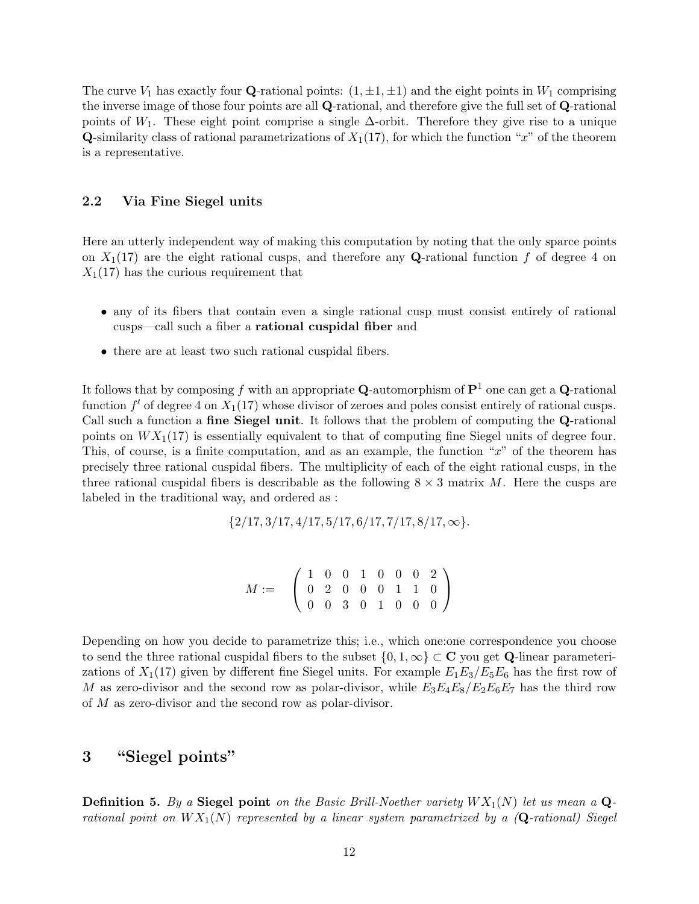The curve $V_1$ has exactly four $\mathbf{Q}$-rational points: $(1, \pm 1, \pm 1)$ and the eight points in $W_1$ comprising the inverse image of those four points are all $\mathbf{Q}$-rational, and therefore give the full set of $\mathbf{Q}$-rational points of $W_1$. These eight point comprise a single $\Delta$-orbit. Therefore they give rise to a unique $\mathbf{Q}$-similarity class of rational parametrizations of $X_1(17)$, for which the function "$x$" of the theorem is a representative.

### 2.2 Via Fine Siegel units

Here an utterly independent way of making this computation by noting that the only sparce points on $X_1(17)$ are the eight rational cusps, and therefore any $\mathbf{Q}$-rational function $f$ of degree 4 on $X_1(17)$ has the curious requirement that

- any of its fibers that contain even a single rational cusp must consist entirely of rational cusps—call such a fiber a **rational cuspidal fiber** and
- there are at least two such rational cuspidal fibers.

It follows that by composing $f$ with an appropriate $\mathbf{Q}$-automorphism of $\mathbf{P}^1$ one can get a $\mathbf{Q}$-rational function $f'$ of degree 4 on $X_1(17)$ whose divisor of zeroes and poles consist entirely of rational cusps. Call such a function a **fine Siegel unit**. It follows that the problem of computing the $\mathbf{Q}$-rational points on $WX_1(17)$ is essentially equivalent to that of computing fine Siegel units of degree four. This, of course, is a finite computation, and as an example, the function "$x$" of the theorem has precisely three rational cuspidal fibers. The multiplicity of each of the eight rational cusps, in the three rational cuspidal fibers is describable as the following $8 \times 3$ matrix $M$. Here the cusps are labeled in the traditional way, and ordered as :

$$\{2/17, 3/17, 4/17, 5/17, 6/17, 7/17, 8/17, \infty\}.$$

$$M := \begin{pmatrix} 1 & 0 & 0 & 1 & 0 & 0 & 0 & 2 \\ 0 & 2 & 0 & 0 & 0 & 1 & 1 & 0 \\ 0 & 0 & 3 & 0 & 1 & 0 & 0 & 0 \end{pmatrix}$$

Depending on how you decide to parametrize this; i.e., which one:one correspondence you choose to send the three rational cuspidal fibers to the subset $\{0, 1, \infty\} \subset \mathbf{C}$ you get $\mathbf{Q}$-linear parameterizations of $X_1(17)$ given by different fine Siegel units. For example $E_1E_3/E_5E_6$ has the first row of $M$ as zero-divisor and the second row as polar-divisor, while $E_3E_4E_8/E_2E_6E_7$ has the third row of $M$ as zero-divisor and the second row as polar-divisor.

## 3 "Siegel points"

**Definition 5.** *By a* **Siegel point** *on the Basic Brill-Noether variety $WX_1(N)$ let us mean a $\mathbf{Q}$-rational point on $WX_1(N)$ represented by a linear system parametrized by a ($\mathbf{Q}$-rational) Siegel*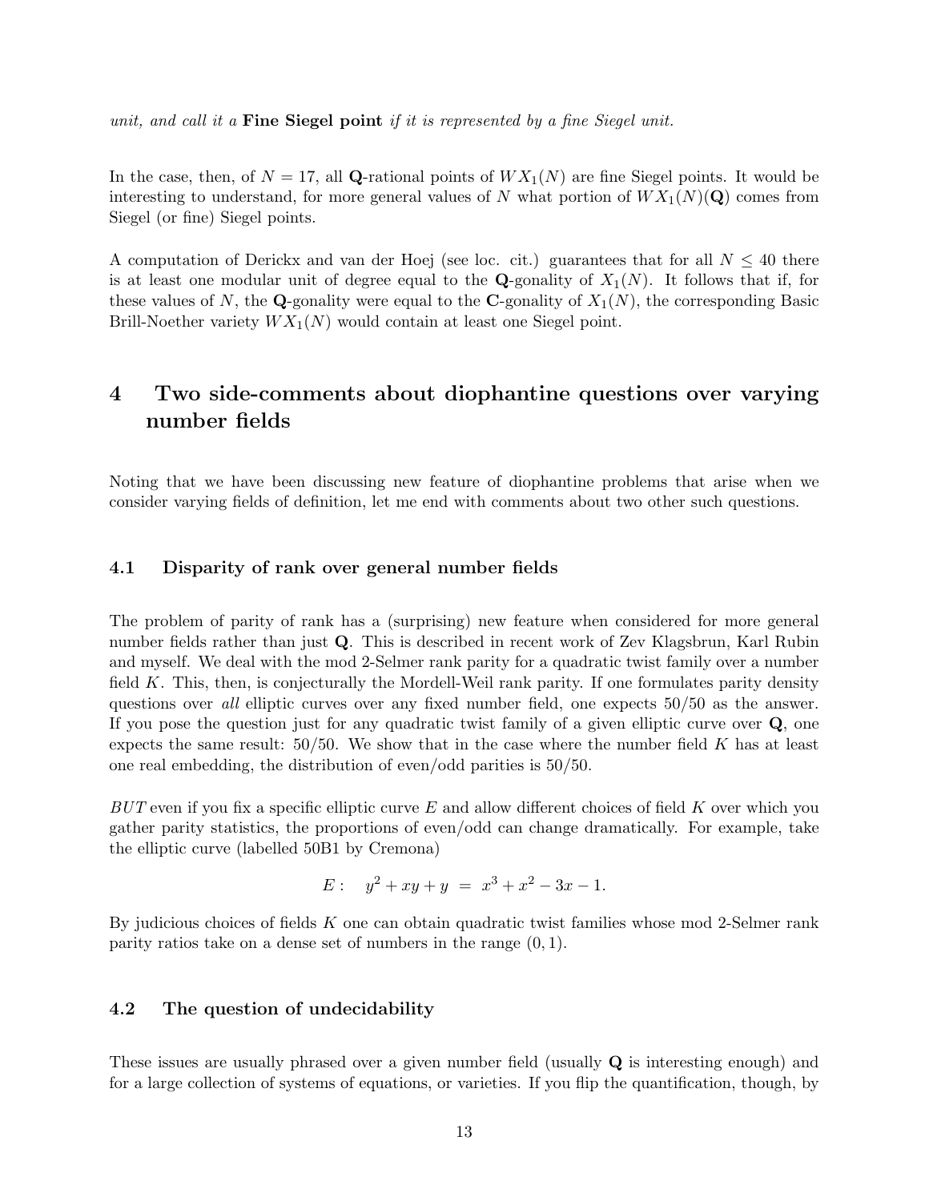*unit, and call it a* **Fine Siegel point** *if it is represented by a fine Siegel unit.*

In the case, then, of $N = 17$, all $\mathbf{Q}$-rational points of $WX_1(N)$ are fine Siegel points. It would be interesting to understand, for more general values of $N$ what portion of $WX_1(N)(\mathbf{Q})$ comes from Siegel (or fine) Siegel points.

A computation of Derickx and van der Hoej (see loc. cit.) guarantees that for all $N \leq 40$ there is at least one modular unit of degree equal to the $\mathbf{Q}$-gonality of $X_1(N)$. It follows that if, for these values of $N$, the $\mathbf{Q}$-gonality were equal to the $\mathbf{C}$-gonality of $X_1(N)$, the corresponding Basic Brill-Noether variety $WX_1(N)$ would contain at least one Siegel point.

# 4 Two side-comments about diophantine questions over varying number fields

Noting that we have been discussing new feature of diophantine problems that arise when we consider varying fields of definition, let me end with comments about two other such questions.

## 4.1 Disparity of rank over general number fields

The problem of parity of rank has a (surprising) new feature when considered for more general number fields rather than just $\mathbf{Q}$. This is described in recent work of Zev Klagsbrun, Karl Rubin and myself. We deal with the mod 2-Selmer rank parity for a quadratic twist family over a number field $K$. This, then, is conjecturally the Mordell-Weil rank parity. If one formulates parity density questions over *all* elliptic curves over any fixed number field, one expects 50/50 as the answer. If you pose the question just for any quadratic twist family of a given elliptic curve over $\mathbf{Q}$, one expects the same result: 50/50. We show that in the case where the number field $K$ has at least one real embedding, the distribution of even/odd parities is 50/50.

*BUT* even if you fix a specific elliptic curve $E$ and allow different choices of field $K$ over which you gather parity statistics, the proportions of even/odd can change dramatically. For example, take the elliptic curve (labelled 50B1 by Cremona)

$$E: \quad y^2 + xy + y \ = \ x^3 + x^2 - 3x - 1.$$

By judicious choices of fields $K$ one can obtain quadratic twist families whose mod 2-Selmer rank parity ratios take on a dense set of numbers in the range $(0, 1)$.

## 4.2 The question of undecidability

These issues are usually phrased over a given number field (usually $\mathbf{Q}$ is interesting enough) and for a large collection of systems of equations, or varieties. If you flip the quantification, though, by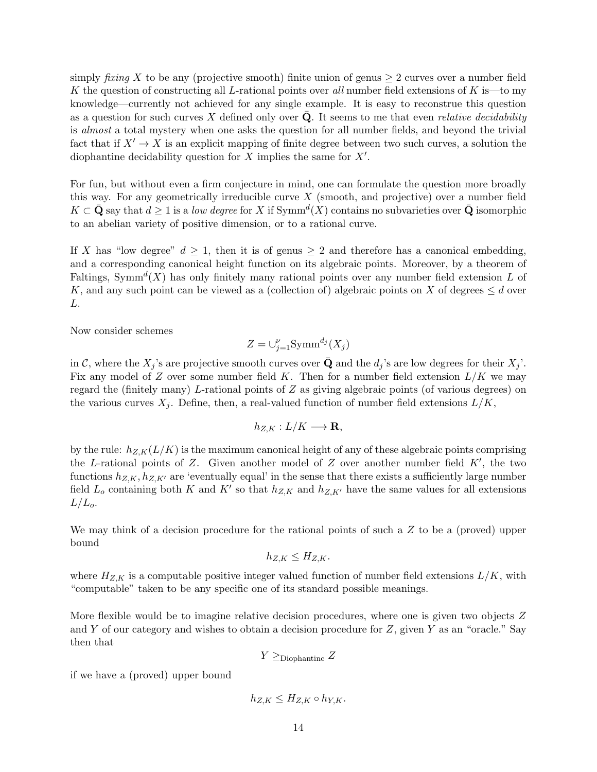simply *fixing* $X$ to be any (projective smooth) finite union of genus $\geq 2$ curves over a number field $K$ the question of constructing all $L$-rational points over *all* number field extensions of $K$ is—to my knowledge—currently not achieved for any single example. It is easy to reconstrue this question as a question for such curves $X$ defined only over $\bar{\mathbf{Q}}$. It seems to me that even *relative decidability* is *almost* a total mystery when one asks the question for all number fields, and beyond the trivial fact that if $X' \to X$ is an explicit mapping of finite degree between two such curves, a solution the diophantine decidability question for $X$ implies the same for $X'$.

For fun, but without even a firm conjecture in mind, one can formulate the question more broadly this way. For any geometrically irreducible curve $X$ (smooth, and projective) over a number field $K \subset \bar{\mathbf{Q}}$ say that $d \geq 1$ is a *low degree* for $X$ if $\mathrm{Symm}^d(X)$ contains no subvarieties over $\bar{\mathbf{Q}}$ isomorphic to an abelian variety of positive dimension, or to a rational curve.

If $X$ has "low degree" $d \geq 1$, then it is of genus $\geq 2$ and therefore has a canonical embedding, and a corresponding canonical height function on its algebraic points. Moreover, by a theorem of Faltings, $\mathrm{Symm}^d(X)$ has only finitely many rational points over any number field extension $L$ of $K$, and any such point can be viewed as a (collection of) algebraic points on $X$ of degrees $\leq d$ over $L$.

Now consider schemes

$$Z = \cup_{j=1}^{\nu} \mathrm{Symm}^{d_j}(X_j)$$

in $\mathcal{C}$, where the $X_j$'s are projective smooth curves over $\bar{\mathbf{Q}}$ and the $d_j$'s are low degrees for their $X_j$'. Fix any model of $Z$ over some number field $K$. Then for a number field extension $L/K$ we may regard the (finitely many) $L$-rational points of $Z$ as giving algebraic points (of various degrees) on the various curves $X_j$. Define, then, a real-valued function of number field extensions $L/K$,

$$h_{Z,K} : L/K \longrightarrow \mathbf{R},$$

by the rule: $h_{Z,K}(L/K)$ is the maximum canonical height of any of these algebraic points comprising the $L$-rational points of $Z$. Given another model of $Z$ over another number field $K'$, the two functions $h_{Z,K}, h_{Z,K'}$ are 'eventually equal' in the sense that there exists a sufficiently large number field $L_o$ containing both $K$ and $K'$ so that $h_{Z,K}$ and $h_{Z,K'}$ have the same values for all extensions $L/L_o$.

We may think of a decision procedure for the rational points of such a $Z$ to be a (proved) upper bound

$$h_{Z,K} \leq H_{Z,K}.$$

where $H_{Z,K}$ is a computable positive integer valued function of number field extensions $L/K$, with "computable" taken to be any specific one of its standard possible meanings.

More flexible would be to imagine relative decision procedures, where one is given two objects $Z$ and $Y$ of our category and wishes to obtain a decision procedure for $Z$, given $Y$ as an "oracle." Say then that

$$Y \geq_{\text{Diophantine}} Z$$

if we have a (proved) upper bound

$$h_{Z,K} \leq H_{Z,K} \circ h_{Y,K}.$$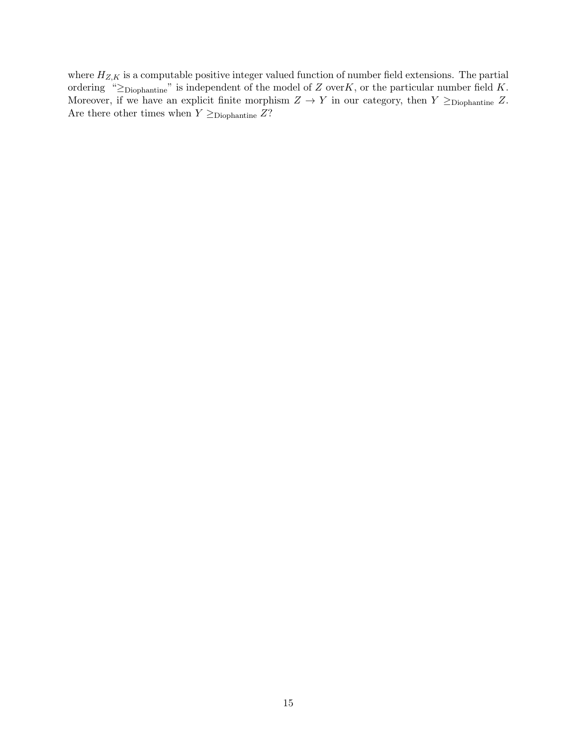where $H_{Z,K}$ is a computable positive integer valued function of number field extensions. The partial ordering "$\geq_{\text{Diophantine}}$" is independent of the model of $Z$ over$K$, or the particular number field $K$. Moreover, if we have an explicit finite morphism $Z \to Y$ in our category, then $Y \geq_{\text{Diophantine}} Z$. Are there other times when $Y \geq_{\text{Diophantine}} Z$?